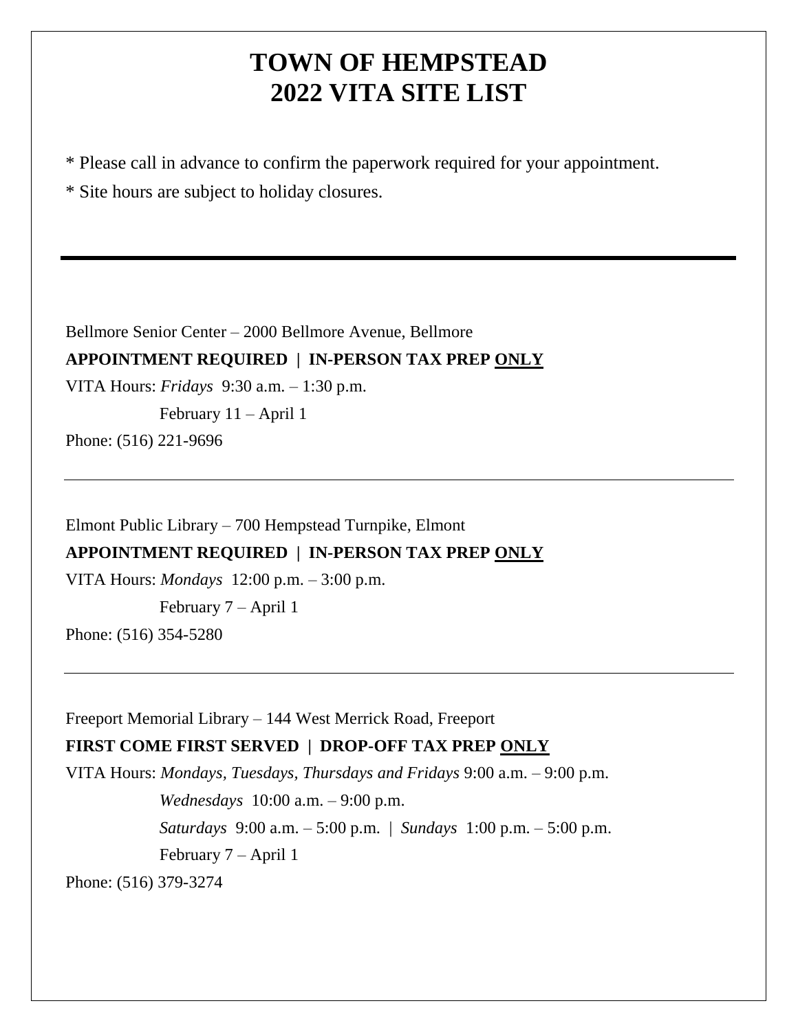# TOWN OF HEMPSTEAD
# 2022 VITA SITE LIST

* Please call in advance to confirm the paperwork required for your appointment.

* Site hours are subject to holiday closures.

---

Bellmore Senior Center – 2000 Bellmore Avenue, Bellmore

**APPOINTMENT REQUIRED | IN-PERSON TAX PREP ONLY**

VITA Hours: *Fridays* 9:30 a.m. – 1:30 p.m.

February 11 – April 1

Phone: (516) 221-9696

---

Elmont Public Library – 700 Hempstead Turnpike, Elmont

**APPOINTMENT REQUIRED | IN-PERSON TAX PREP ONLY**

VITA Hours: *Mondays* 12:00 p.m. – 3:00 p.m.

February 7 – April 1

Phone: (516) 354-5280

---

Freeport Memorial Library – 144 West Merrick Road, Freeport

**FIRST COME FIRST SERVED | DROP-OFF TAX PREP ONLY**

VITA Hours: *Mondays, Tuesdays, Thursdays and Fridays* 9:00 a.m. – 9:00 p.m.

*Wednesdays* 10:00 a.m. – 9:00 p.m.

*Saturdays* 9:00 a.m. – 5:00 p.m. | *Sundays* 1:00 p.m. – 5:00 p.m.

February 7 – April 1

Phone: (516) 379-3274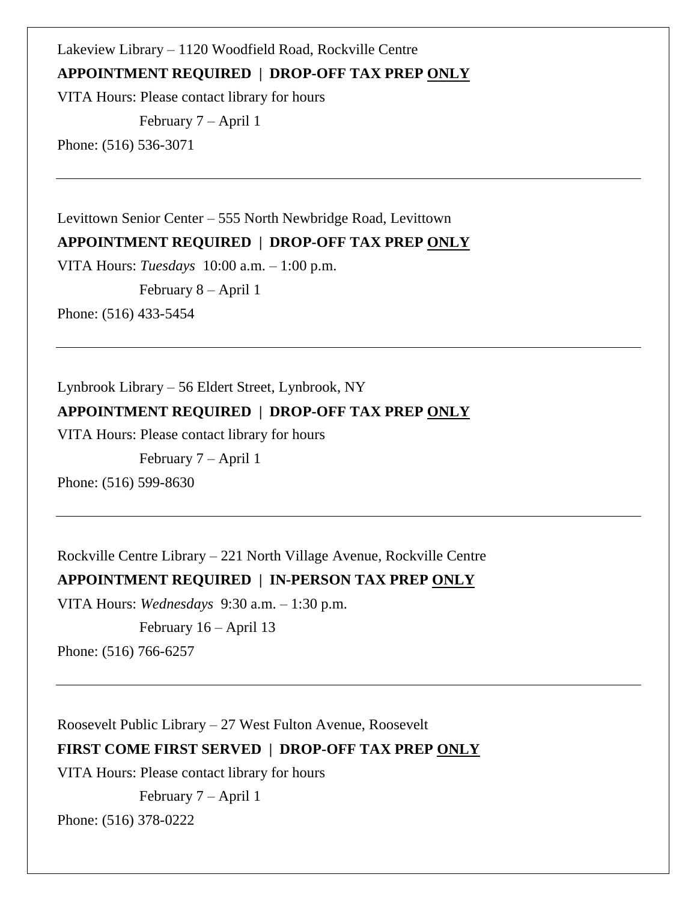Lakeview Library – 1120 Woodfield Road, Rockville Centre

**APPOINTMENT REQUIRED | DROP-OFF TAX PREP ONLY**

VITA Hours: Please contact library for hours

February 7 – April 1

Phone: (516) 536-3071

---

Levittown Senior Center – 555 North Newbridge Road, Levittown

**APPOINTMENT REQUIRED | DROP-OFF TAX PREP ONLY**

VITA Hours: *Tuesdays* 10:00 a.m. – 1:00 p.m.

February 8 – April 1

Phone: (516) 433-5454

---

Lynbrook Library – 56 Eldert Street, Lynbrook, NY

**APPOINTMENT REQUIRED | DROP-OFF TAX PREP ONLY**

VITA Hours: Please contact library for hours

February 7 – April 1

Phone: (516) 599-8630

---

Rockville Centre Library – 221 North Village Avenue, Rockville Centre

**APPOINTMENT REQUIRED | IN-PERSON TAX PREP ONLY**

VITA Hours: *Wednesdays* 9:30 a.m. – 1:30 p.m.

February 16 – April 13

Phone: (516) 766-6257

---

Roosevelt Public Library – 27 West Fulton Avenue, Roosevelt

**FIRST COME FIRST SERVED | DROP-OFF TAX PREP ONLY**

VITA Hours: Please contact library for hours

February 7 – April 1

Phone: (516) 378-0222